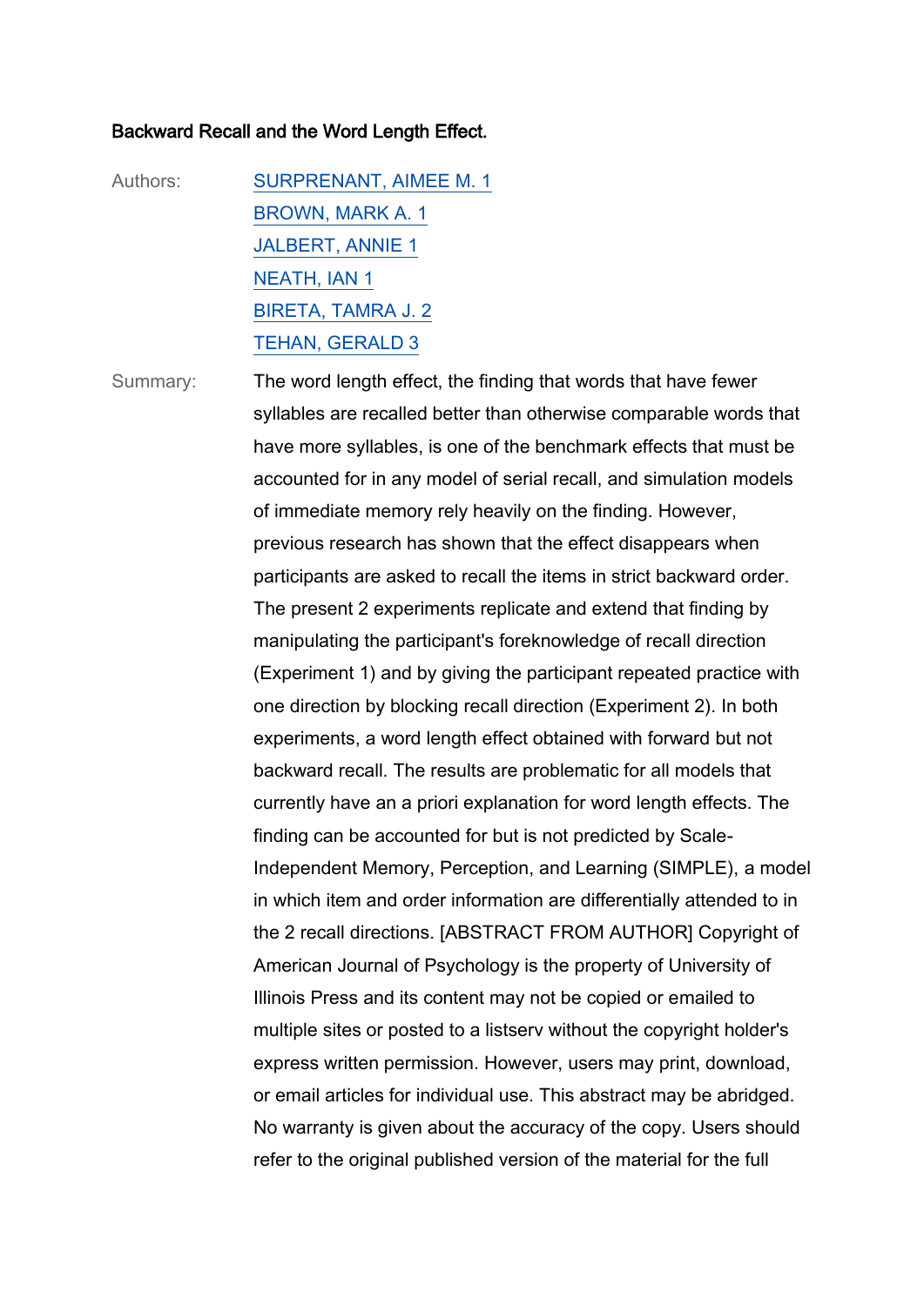**Backward Recall and the Word Length Effect.**

Authors: SURPRENANT, AIMEE M. 1
BROWN, MARK A. 1
JALBERT, ANNIE 1
NEATH, IAN 1
BIRETA, TAMRA J. 2
TEHAN, GERALD 3

Summary: The word length effect, the finding that words that have fewer syllables are recalled better than otherwise comparable words that have more syllables, is one of the benchmark effects that must be accounted for in any model of serial recall, and simulation models of immediate memory rely heavily on the finding. However, previous research has shown that the effect disappears when participants are asked to recall the items in strict backward order. The present 2 experiments replicate and extend that finding by manipulating the participant's foreknowledge of recall direction (Experiment 1) and by giving the participant repeated practice with one direction by blocking recall direction (Experiment 2). In both experiments, a word length effect obtained with forward but not backward recall. The results are problematic for all models that currently have an a priori explanation for word length effects. The finding can be accounted for but is not predicted by Scale-Independent Memory, Perception, and Learning (SIMPLE), a model in which item and order information are differentially attended to in the 2 recall directions. [ABSTRACT FROM AUTHOR] Copyright of American Journal of Psychology is the property of University of Illinois Press and its content may not be copied or emailed to multiple sites or posted to a listserv without the copyright holder's express written permission. However, users may print, download, or email articles for individual use. This abstract may be abridged. No warranty is given about the accuracy of the copy. Users should refer to the original published version of the material for the full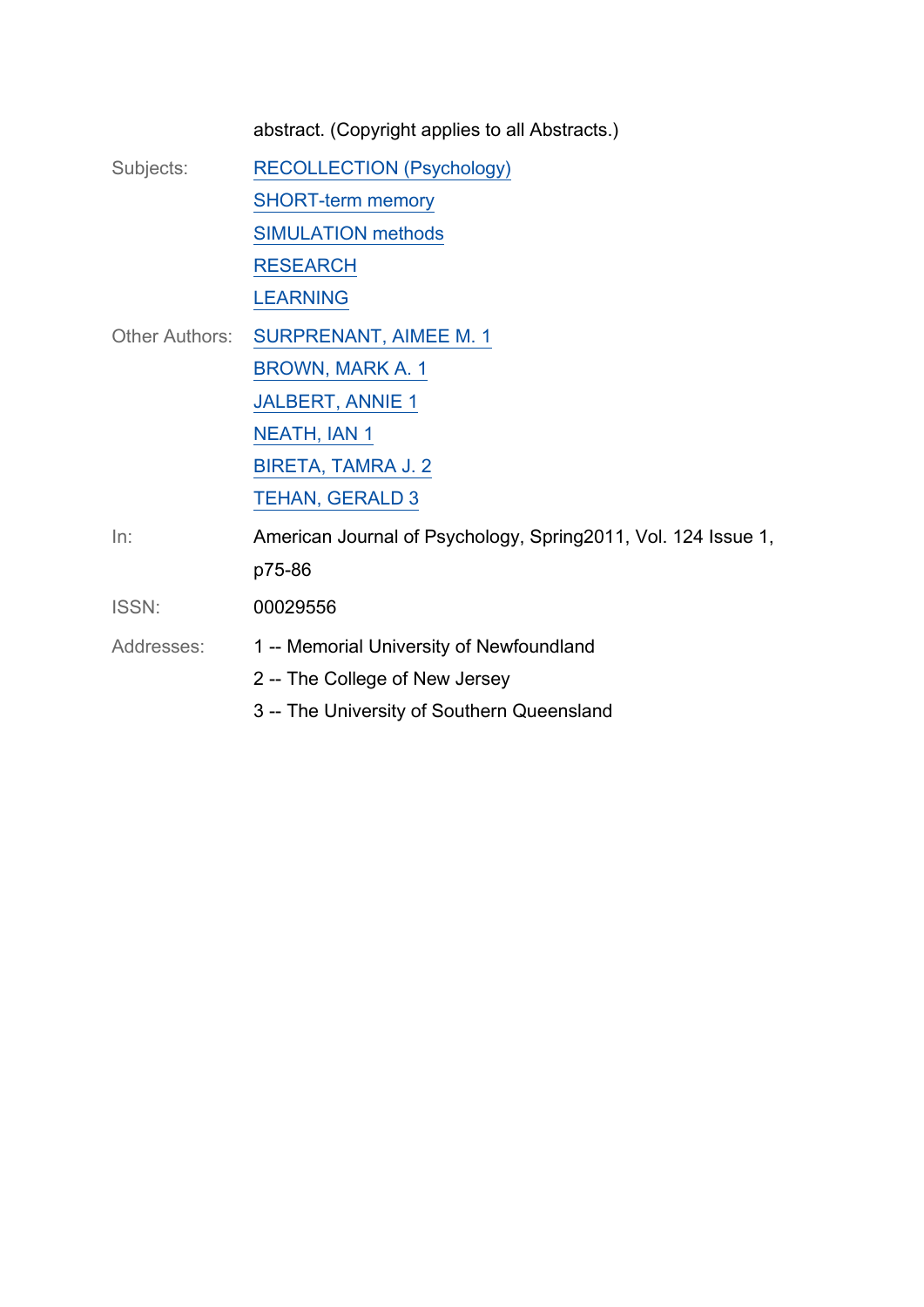abstract. (Copyright applies to all Abstracts.)

| | |
|---|---|
| Subjects: | RECOLLECTION (Psychology) |
| | SHORT-term memory |
| | SIMULATION methods |
| | RESEARCH |
| | LEARNING |
| Other Authors: | SURPRENANT, AIMEE M. 1 |
| | BROWN, MARK A. 1 |
| | JALBERT, ANNIE 1 |
| | NEATH, IAN 1 |
| | BIRETA, TAMRA J. 2 |
| | TEHAN, GERALD 3 |
| In: | American Journal of Psychology, Spring2011, Vol. 124 Issue 1, p75-86 |
| ISSN: | 00029556 |
| Addresses: | 1 -- Memorial University of Newfoundland |
| | 2 -- The College of New Jersey |
| | 3 -- The University of Southern Queensland |